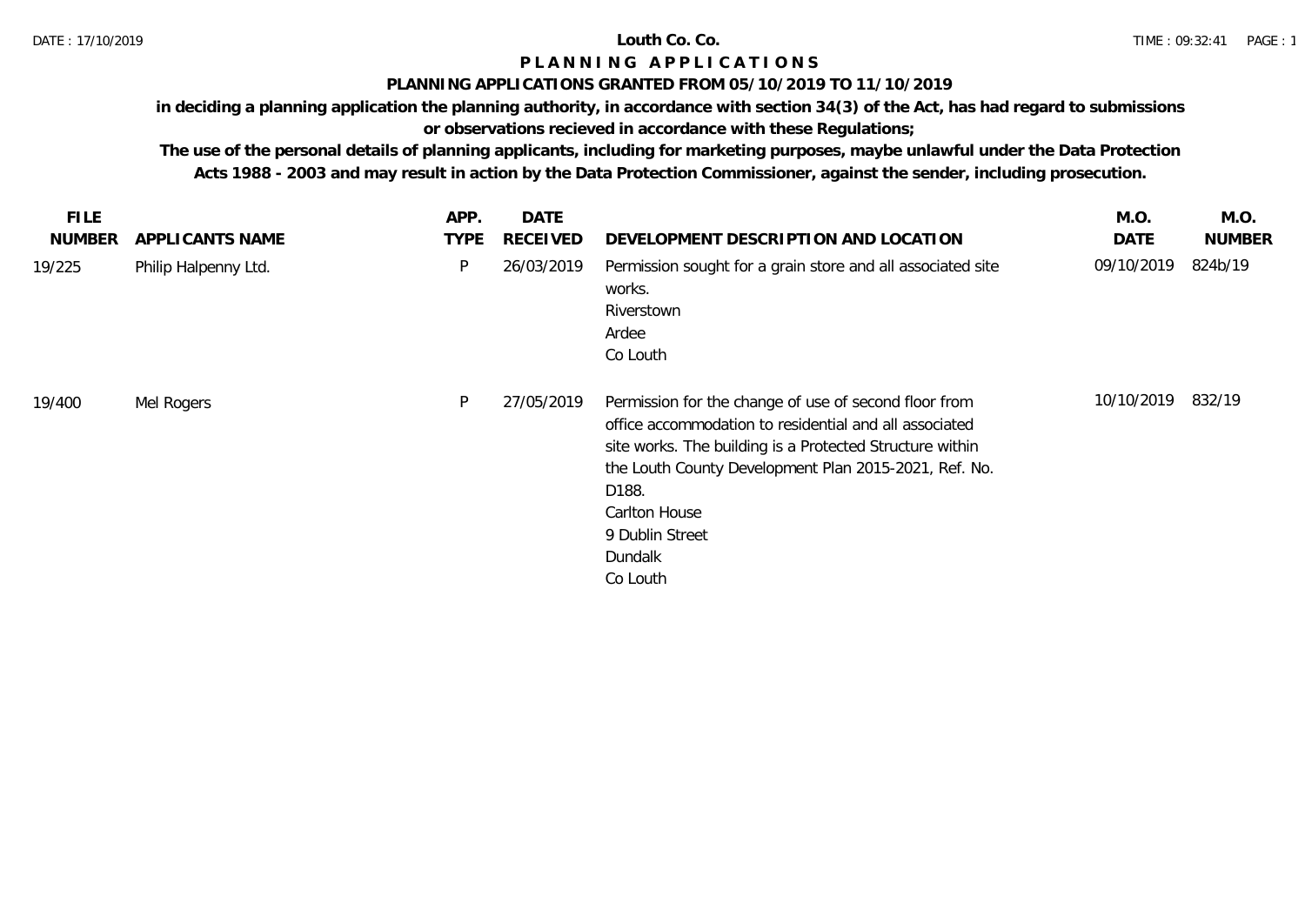# Louth Co. Co.

## PLANNING APPLICATIONS

### PLANNING APPLICATIONS GRANTED FROM 05/10/2019 TO 11/10/2019

**in deciding a planning application the planning authority, in accordance with section 34(3) of the Act, has had regard to submissions or observations recieved in accordance with these Regulations;**

**The use of the personal details of planning applicants, including for marketing purposes, maybe unlawful under the Data Protection Acts 1988 - 2003 and may result in action by the Data Protection Commissioner, against the sender, including prosecution.**

| FILE NUMBER | APPLICANTS NAME | APP. TYPE | DATE RECEIVED | DEVELOPMENT DESCRIPTION AND LOCATION | M.O. DATE | M.O. NUMBER |
|---|---|---|---|---|---|---|
| 19/225 | Philip Halpenny Ltd. | P | 26/03/2019 | Permission sought for a grain store and all associated site works.<br>Riverstown<br>Ardee<br>Co Louth | 09/10/2019 | 824b/19 |
| 19/400 | Mel Rogers | P | 27/05/2019 | Permission for the change of use of second floor from office accommodation to residential and all associated site works. The building is a Protected Structure within the Louth County Development Plan 2015-2021, Ref. No. D188.<br>Carlton House<br>9 Dublin Street<br>Dundalk<br>Co Louth | 10/10/2019 | 832/19 |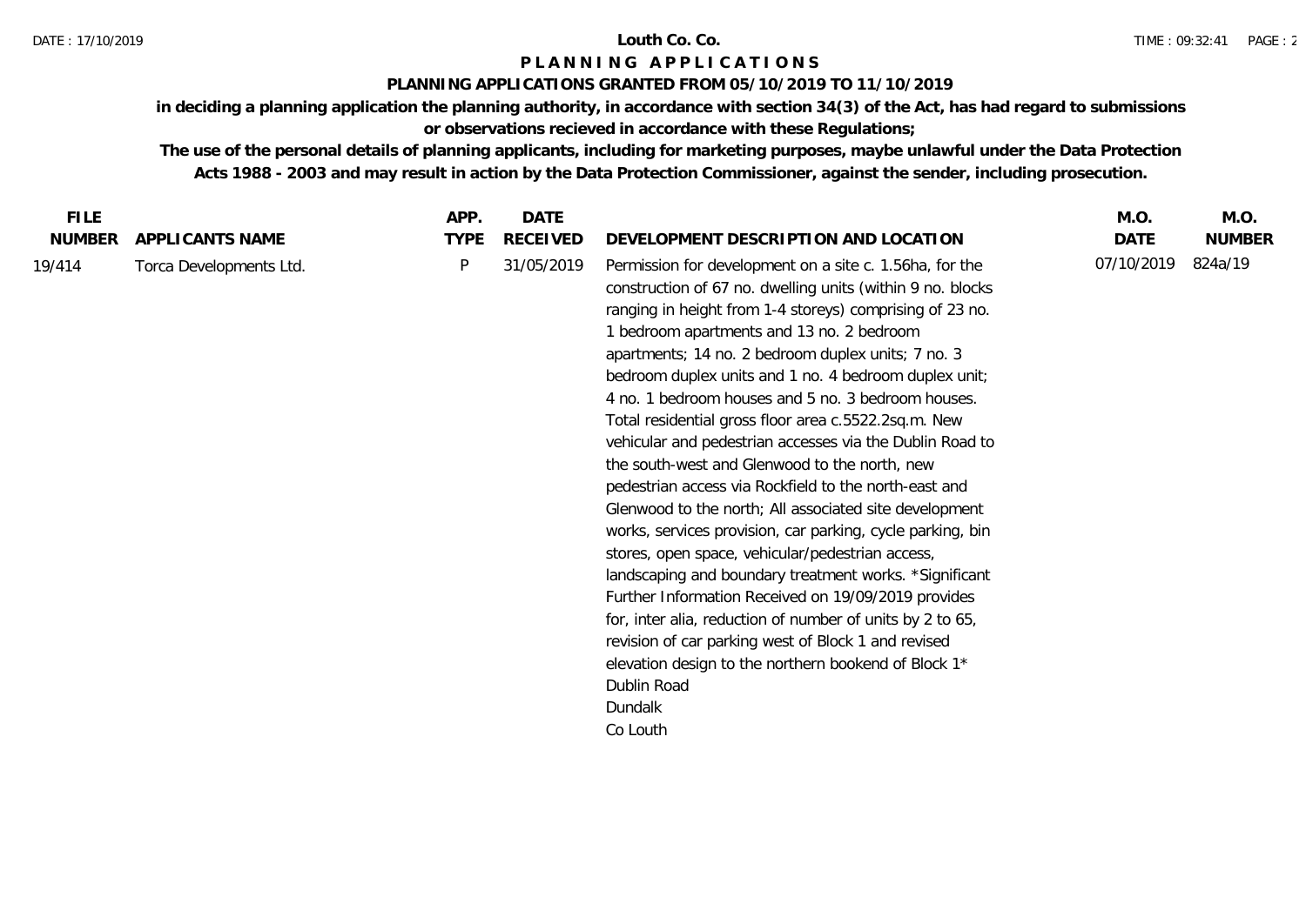**Louth Co. Co.**

**P L A N N I N G A P P L I C A T I O N S**

**PLANNING APPLICATIONS GRANTED FROM 05/10/2019 TO 11/10/2019**

**in deciding a planning application the planning authority, in accordance with section 34(3) of the Act, has had regard to submissions or observations recieved in accordance with these Regulations;**

**The use of the personal details of planning applicants, including for marketing purposes, maybe unlawful under the Data Protection Acts 1988 - 2003 and may result in action by the Data Protection Commissioner, against the sender, including prosecution.**

| FILE NUMBER | APPLICANTS NAME | APP. TYPE | DATE RECEIVED | DEVELOPMENT DESCRIPTION AND LOCATION | M.O. DATE | M.O. NUMBER |
|---|---|---|---|---|---|---|
| 19/414 | Torca Developments Ltd. | P | 31/05/2019 | Permission for development on a site c. 1.56ha, for the construction of 67 no. dwelling units (within 9 no. blocks ranging in height from 1-4 storeys) comprising of 23 no. 1 bedroom apartments and 13 no. 2 bedroom apartments; 14 no. 2 bedroom duplex units; 7 no. 3 bedroom duplex units and 1 no. 4 bedroom duplex unit; 4 no. 1 bedroom houses and 5 no. 3 bedroom houses. Total residential gross floor area c.5522.2sq.m. New vehicular and pedestrian accesses via the Dublin Road to the south-west and Glenwood to the north, new pedestrian access via Rockfield to the north-east and Glenwood to the north; All associated site development works, services provision, car parking, cycle parking, bin stores, open space, vehicular/pedestrian access, landscaping and boundary treatment works. *Significant Further Information Received on 19/09/2019 provides for, inter alia, reduction of number of units by 2 to 65, revision of car parking west of Block 1 and revised elevation design to the northern bookend of Block 1* Dublin Road Dundalk Co Louth | 07/10/2019 | 824a/19 |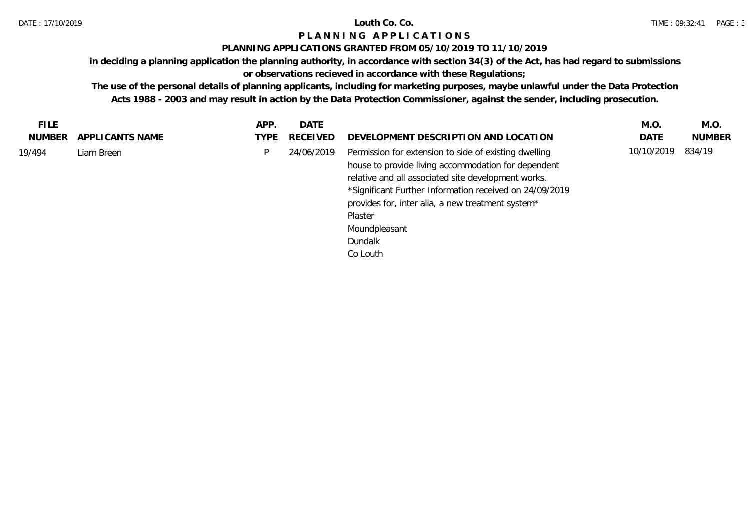**Louth Co. Co.**

# PLANNING APPLICATIONS

## PLANNING APPLICATIONS GRANTED FROM 05/10/2019 TO 11/10/2019

**in deciding a planning application the planning authority, in accordance with section 34(3) of the Act, has had regard to submissions or observations recieved in accordance with these Regulations;**

**The use of the personal details of planning applicants, including for marketing purposes, maybe unlawful under the Data Protection Acts 1988 - 2003 and may result in action by the Data Protection Commissioner, against the sender, including prosecution.**

| FILE NUMBER | APPLICANTS NAME | APP. TYPE | DATE RECEIVED | DEVELOPMENT DESCRIPTION AND LOCATION | M.O. DATE | M.O. NUMBER |
|---|---|---|---|---|---|---|
| 19/494 | Liam Breen | P | 24/06/2019 | Permission for extension to side of existing dwelling house to provide living accommodation for dependent relative and all associated site development works. *Significant Further Information received on 24/09/2019 provides for, inter alia, a new treatment system* Plaster Moundpleasant Dundalk Co Louth | 10/10/2019 | 834/19 |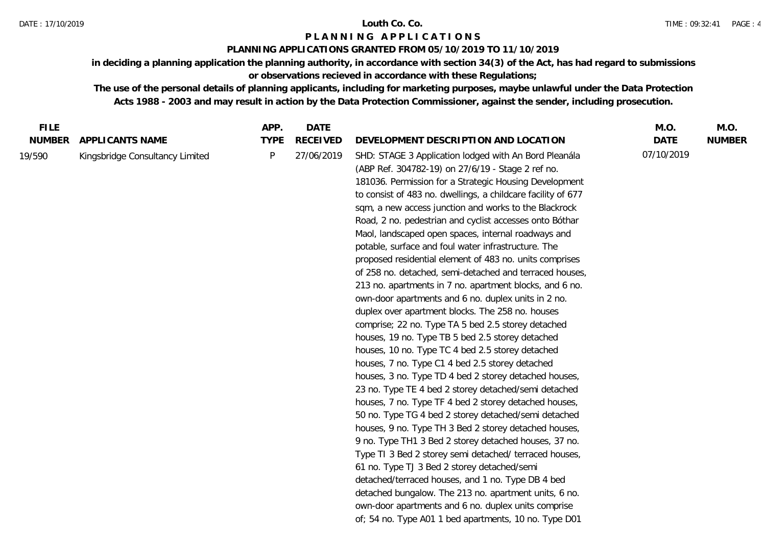**Louth Co. Co.**

**P L A N N I N G   A P P L I C A T I O N S**

**PLANNING APPLICATIONS GRANTED FROM 05/10/2019 TO 11/10/2019**

**in deciding a planning application the planning authority, in accordance with section 34(3) of the Act, has had regard to submissions or observations recieved in accordance with these Regulations;**

**The use of the personal details of planning applicants, including for marketing purposes, maybe unlawful under the Data Protection Acts 1988 - 2003 and may result in action by the Data Protection Commissioner, against the sender, including prosecution.**

| FILE NUMBER | APPLICANTS NAME | APP. TYPE | DATE RECEIVED | DEVELOPMENT DESCRIPTION AND LOCATION | M.O. DATE | M.O. NUMBER |
|---|---|---|---|---|---|---|
| 19/590 | Kingsbridge Consultancy Limited | P | 27/06/2019 | SHD: STAGE 3 Application lodged with An Bord Pleanála (ABP Ref. 304782-19) on 27/6/19 - Stage 2 ref no. 181036. Permission for a Strategic Housing Development to consist of 483 no. dwellings, a childcare facility of 677 sqm, a new access junction and works to the Blackrock Road, 2 no. pedestrian and cyclist accesses onto Bóthar Maol, landscaped open spaces, internal roadways and potable, surface and foul water infrastructure. The proposed residential element of 483 no. units comprises of 258 no. detached, semi-detached and terraced houses, 213 no. apartments in 7 no. apartment blocks, and 6 no. own-door apartments and 6 no. duplex units in 2 no. duplex over apartment blocks. The 258 no. houses comprise; 22 no. Type TA 5 bed 2.5 storey detached houses, 19 no. Type TB 5 bed 2.5 storey detached houses, 10 no. Type TC 4 bed 2.5 storey detached houses, 7 no. Type C1 4 bed 2.5 storey detached houses, 3 no. Type TD 4 bed 2 storey detached houses, 23 no. Type TE 4 bed 2 storey detached/semi detached houses, 7 no. Type TF 4 bed 2 storey detached houses, 50 no. Type TG 4 bed 2 storey detached/semi detached houses, 9 no. Type TH 3 Bed 2 storey detached houses, 9 no. Type TH1 3 Bed 2 storey detached houses, 37 no. Type TI 3 Bed 2 storey semi detached/ terraced houses, 61 no. Type TJ 3 Bed 2 storey detached/semi detached/terraced houses, and 1 no. Type DB 4 bed detached bungalow. The 213 no. apartment units, 6 no. own-door apartments and 6 no. duplex units comprise of; 54 no. Type A01 1 bed apartments, 10 no. Type D01 | 07/10/2019 | |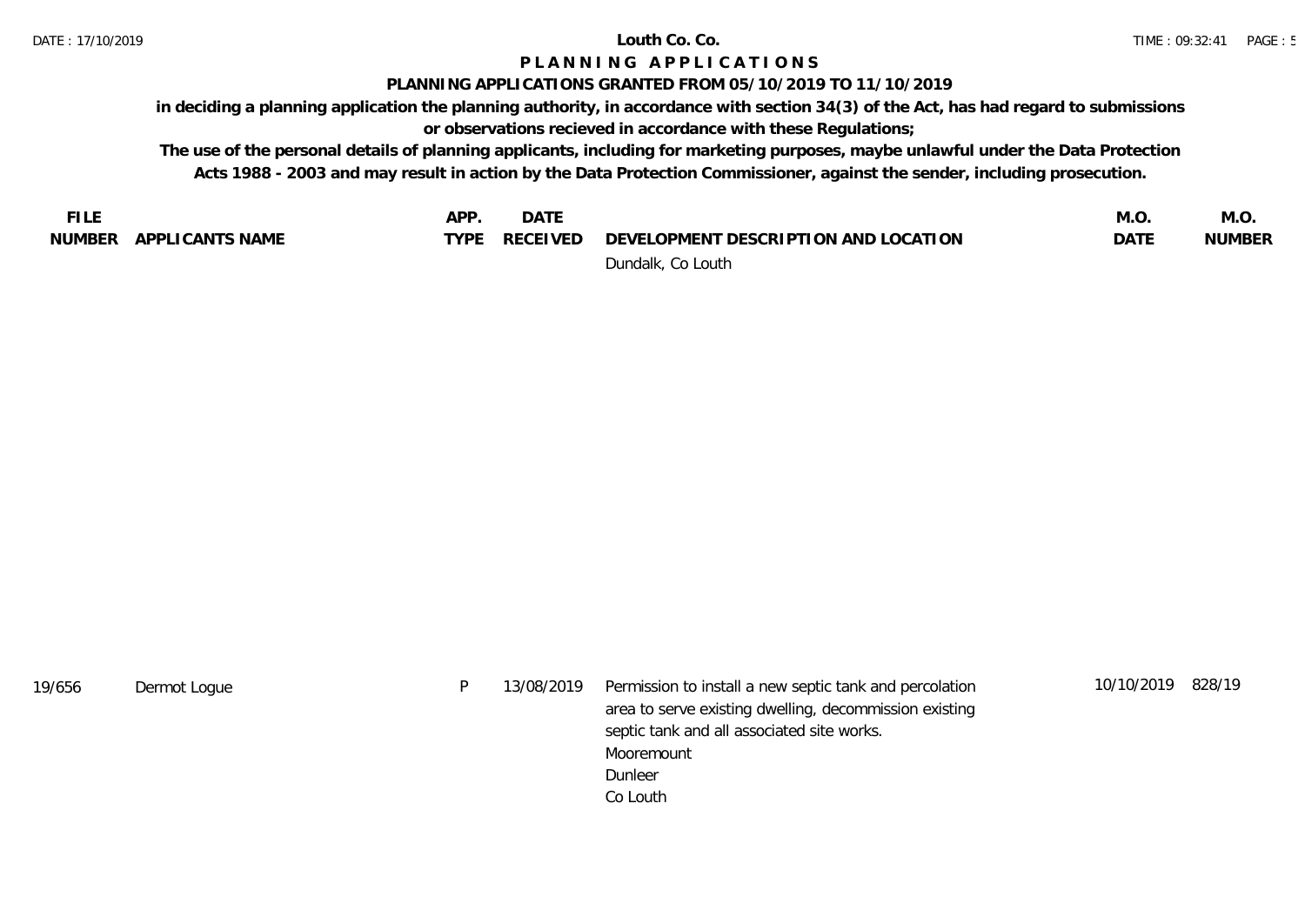**Louth Co. Co.**

**P L A N N I N G   A P P L I C A T I O N S**

**PLANNING APPLICATIONS GRANTED FROM 05/10/2019 TO 11/10/2019**

**in deciding a planning application the planning authority, in accordance with section 34(3) of the Act, has had regard to submissions or observations recieved in accordance with these Regulations;**

**The use of the personal details of planning applicants, including for marketing purposes, maybe unlawful under the Data Protection Acts 1988 - 2003 and may result in action by the Data Protection Commissioner, against the sender, including prosecution.**

| FILE NUMBER | APPLICANTS NAME | APP. TYPE | DATE RECEIVED | DEVELOPMENT DESCRIPTION AND LOCATION | M.O. DATE | M.O. NUMBER |
|---|---|---|---|---|---|---|
| | | | | Dundalk, Co Louth | | |
| 19/656 | Dermot Logue | P | 13/08/2019 | Permission to install a new septic tank and percolation area to serve existing dwelling, decommission existing septic tank and all associated site works. Mooremount Dunleer Co Louth | 10/10/2019 | 828/19 |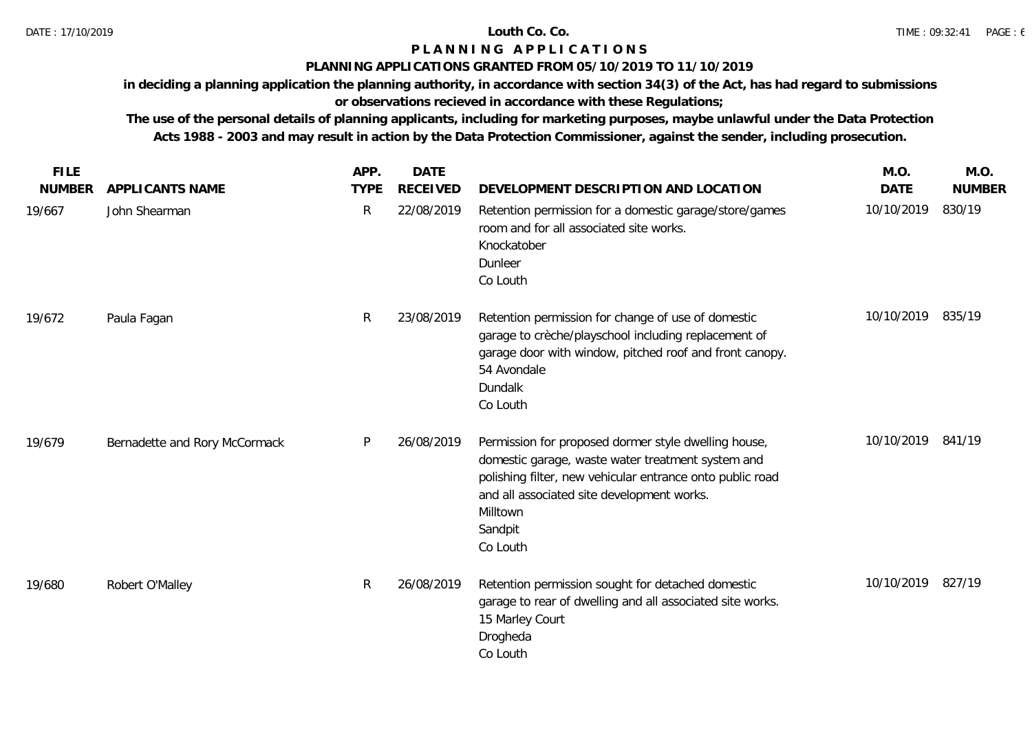# Louth Co. Co.

## PLANNING APPLICATIONS

### PLANNING APPLICATIONS GRANTED FROM 05/10/2019 TO 11/10/2019

**in deciding a planning application the planning authority, in accordance with section 34(3) of the Act, has had regard to submissions or observations recieved in accordance with these Regulations;**

**The use of the personal details of planning applicants, including for marketing purposes, maybe unlawful under the Data Protection Acts 1988 - 2003 and may result in action by the Data Protection Commissioner, against the sender, including prosecution.**

| FILE NUMBER | APPLICANTS NAME | APP. TYPE | DATE RECEIVED | DEVELOPMENT DESCRIPTION AND LOCATION | M.O. DATE | M.O. NUMBER |
|---|---|---|---|---|---|---|
| 19/667 | John Shearman | R | 22/08/2019 | Retention permission for a domestic garage/store/games room and for all associated site works. Knockatober Dunleer Co Louth | 10/10/2019 | 830/19 |
| 19/672 | Paula Fagan | R | 23/08/2019 | Retention permission for change of use of domestic garage to crèche/playschool including replacement of garage door with window, pitched roof and front canopy. 54 Avondale Dundalk Co Louth | 10/10/2019 | 835/19 |
| 19/679 | Bernadette and Rory McCormack | P | 26/08/2019 | Permission for proposed dormer style dwelling house, domestic garage, waste water treatment system and polishing filter, new vehicular entrance onto public road and all associated site development works. Milltown Sandpit Co Louth | 10/10/2019 | 841/19 |
| 19/680 | Robert O'Malley | R | 26/08/2019 | Retention permission sought for detached domestic garage to rear of dwelling and all associated site works. 15 Marley Court Drogheda Co Louth | 10/10/2019 | 827/19 |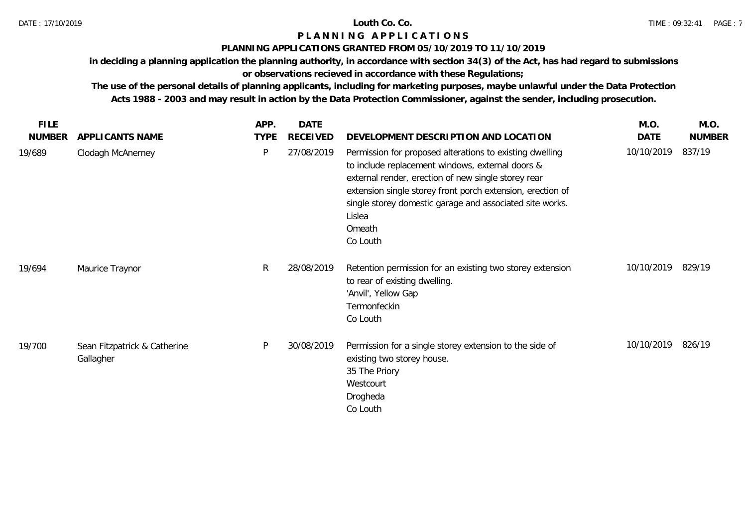# Louth Co. Co.

## PLANNING APPLICATIONS

### PLANNING APPLICATIONS GRANTED FROM 05/10/2019 TO 11/10/2019

**in deciding a planning application the planning authority, in accordance with section 34(3) of the Act, has had regard to submissions or observations recieved in accordance with these Regulations;**

**The use of the personal details of planning applicants, including for marketing purposes, maybe unlawful under the Data Protection Acts 1988 - 2003 and may result in action by the Data Protection Commissioner, against the sender, including prosecution.**

| FILE NUMBER | APPLICANTS NAME | APP. TYPE | DATE RECEIVED | DEVELOPMENT DESCRIPTION AND LOCATION | M.O. DATE | M.O. NUMBER |
|---|---|---|---|---|---|---|
| 19/689 | Clodagh McAnerney | P | 27/08/2019 | Permission for proposed alterations to existing dwelling to include replacement windows, external doors & external render, erection of new single storey rear extension single storey front porch extension, erection of single storey domestic garage and associated site works. Lislea Omeath Co Louth | 10/10/2019 | 837/19 |
| 19/694 | Maurice Traynor | R | 28/08/2019 | Retention permission for an existing two storey extension to rear of existing dwelling. 'Anvil', Yellow Gap Termonfeckin Co Louth | 10/10/2019 | 829/19 |
| 19/700 | Sean Fitzpatrick & Catherine Gallagher | P | 30/08/2019 | Permission for a single storey extension to the side of existing two storey house. 35 The Priory Westcourt Drogheda Co Louth | 10/10/2019 | 826/19 |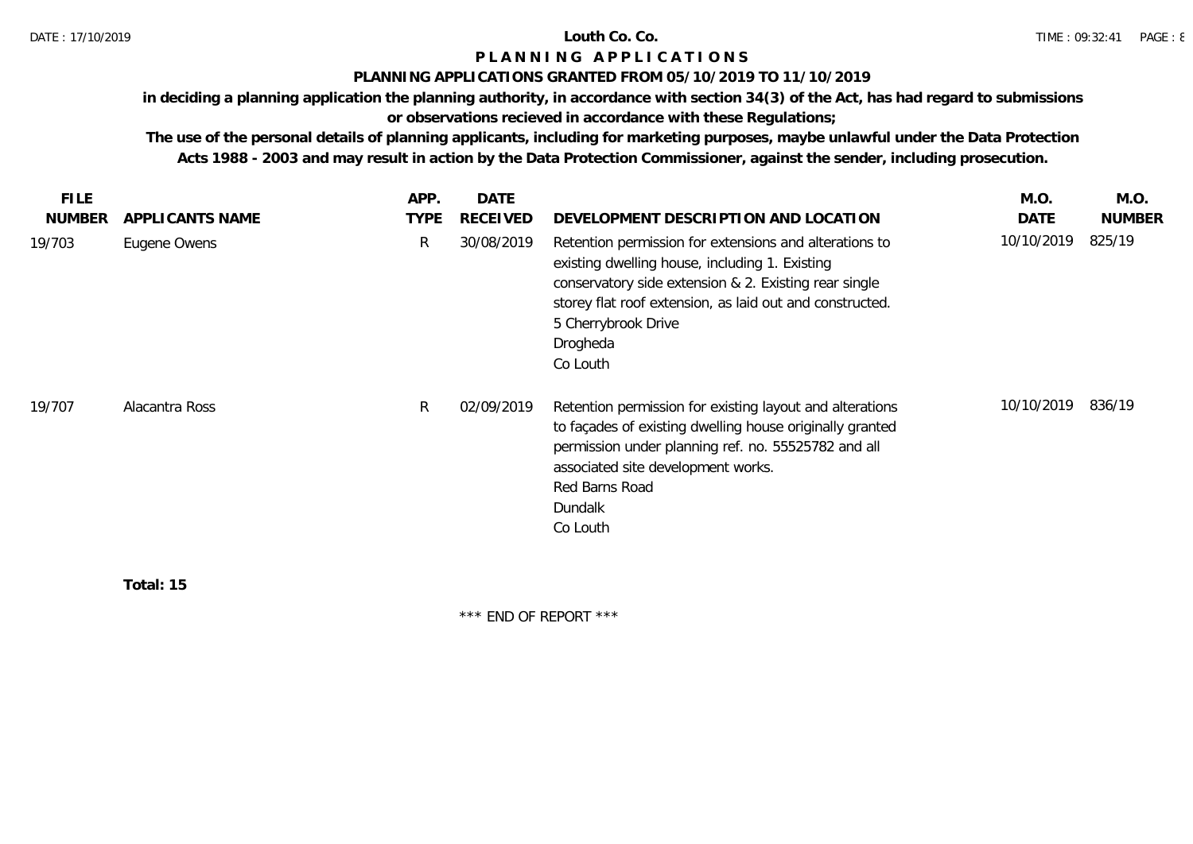# Louth Co. Co.

## P L A N N I N G   A P P L I C A T I O N S

### PLANNING APPLICATIONS GRANTED FROM 05/10/2019 TO 11/10/2019

**in deciding a planning application the planning authority, in accordance with section 34(3) of the Act, has had regard to submissions or observations recieved in accordance with these Regulations;**

**The use of the personal details of planning applicants, including for marketing purposes, maybe unlawful under the Data Protection Acts 1988 - 2003 and may result in action by the Data Protection Commissioner, against the sender, including prosecution.**

| FILE NUMBER | APPLICANTS NAME | APP. TYPE | DATE RECEIVED | DEVELOPMENT DESCRIPTION AND LOCATION | M.O. DATE | M.O. NUMBER |
|---|---|---|---|---|---|---|
| 19/703 | Eugene Owens | R | 30/08/2019 | Retention permission for extensions and alterations to existing dwelling house, including 1. Existing conservatory side extension & 2. Existing rear single storey flat roof extension, as laid out and constructed.<br>5 Cherrybrook Drive<br>Drogheda<br>Co Louth | 10/10/2019 | 825/19 |
| 19/707 | Alacantra Ross | R | 02/09/2019 | Retention permission for existing layout and alterations to façades of existing dwelling house originally granted permission under planning ref. no. 55525782 and all associated site development works.<br>Red Barns Road<br>Dundalk<br>Co Louth | 10/10/2019 | 836/19 |

**Total: 15**

\*\*\* END OF REPORT \*\*\*